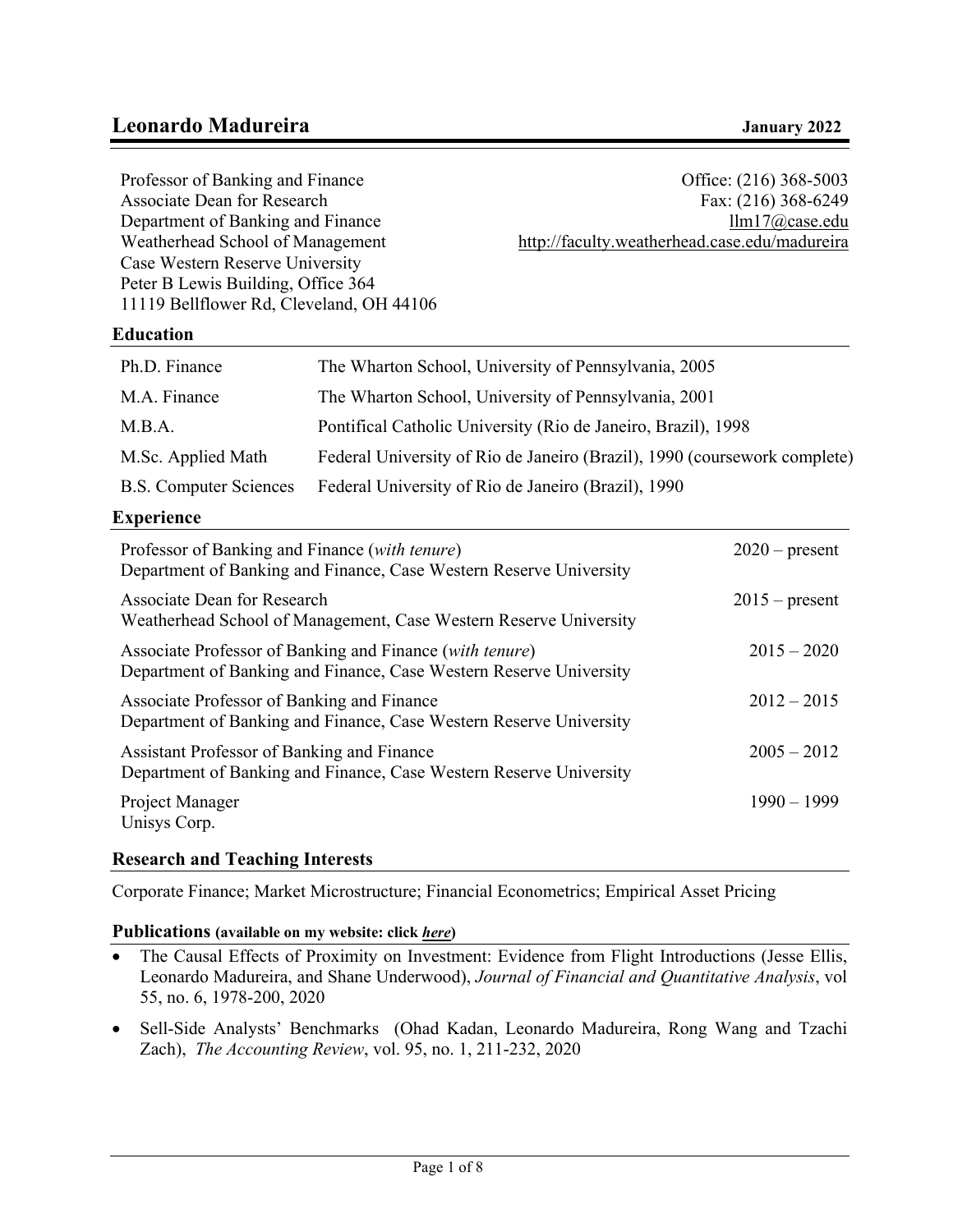# Leonardo Madureira

**January 2022**

Professor of Banking and Finance
Associate Dean for Research
Department of Banking and Finance
Weatherhead School of Management
Case Western Reserve University
Peter B Lewis Building, Office 364
11119 Bellflower Rd, Cleveland, OH 44106

Office: (216) 368-5003
Fax: (216) 368-6249
llm17@case.edu
http://faculty.weatherhead.case.edu/madureira

## Education

| | |
|---|---|
| Ph.D. Finance | The Wharton School, University of Pennsylvania, 2005 |
| M.A. Finance | The Wharton School, University of Pennsylvania, 2001 |
| M.B.A. | Pontifical Catholic University (Rio de Janeiro, Brazil), 1998 |
| M.Sc. Applied Math | Federal University of Rio de Janeiro (Brazil), 1990 (coursework complete) |
| B.S. Computer Sciences | Federal University of Rio de Janeiro (Brazil), 1990 |

## Experience

| | |
|---|---|
| Professor of Banking and Finance (*with tenure*)<br>Department of Banking and Finance, Case Western Reserve University | 2020 – present |
| Associate Dean for Research<br>Weatherhead School of Management, Case Western Reserve University | 2015 – present |
| Associate Professor of Banking and Finance (*with tenure*)<br>Department of Banking and Finance, Case Western Reserve University | 2015 – 2020 |
| Associate Professor of Banking and Finance<br>Department of Banking and Finance, Case Western Reserve University | 2012 – 2015 |
| Assistant Professor of Banking and Finance<br>Department of Banking and Finance, Case Western Reserve University | 2005 – 2012 |
| Project Manager<br>Unisys Corp. | 1990 – 1999 |

## Research and Teaching Interests

Corporate Finance; Market Microstructure; Financial Econometrics; Empirical Asset Pricing

## Publications (available on my website: click *here*)

- The Causal Effects of Proximity on Investment: Evidence from Flight Introductions (Jesse Ellis, Leonardo Madureira, and Shane Underwood), *Journal of Financial and Quantitative Analysis*, vol 55, no. 6, 1978-200, 2020
- Sell-Side Analysts' Benchmarks (Ohad Kadan, Leonardo Madureira, Rong Wang and Tzachi Zach), *The Accounting Review*, vol. 95, no. 1, 211-232, 2020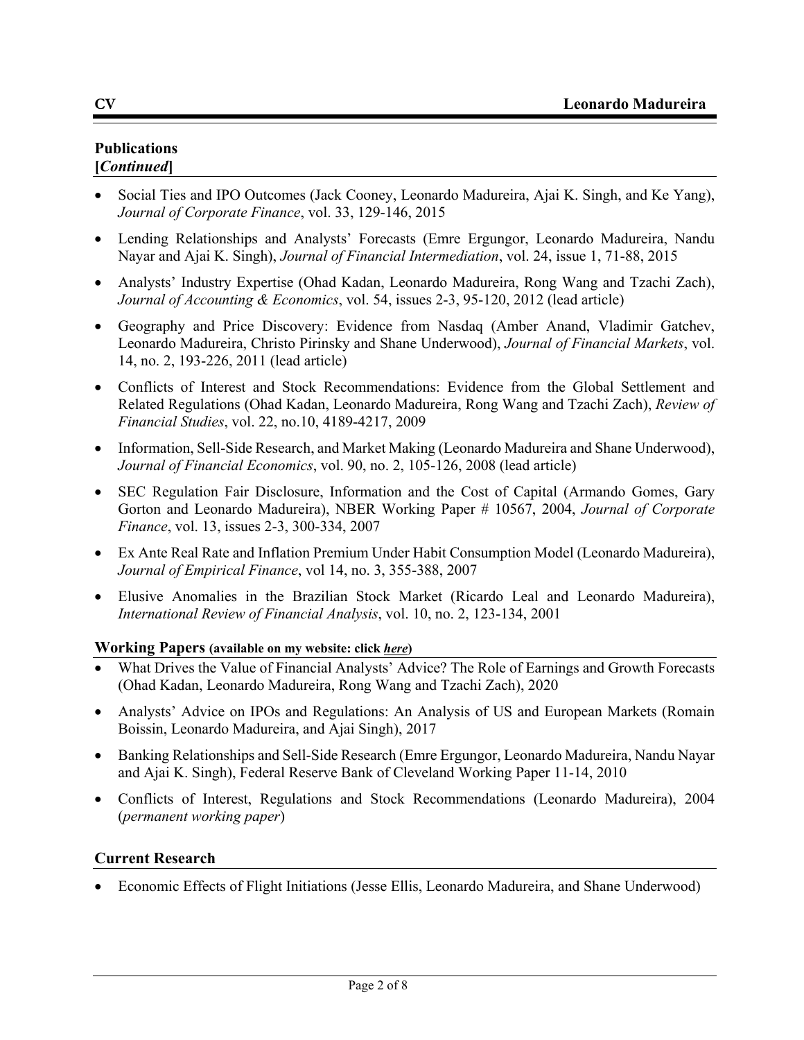## Publications [*Continued*]

- Social Ties and IPO Outcomes (Jack Cooney, Leonardo Madureira, Ajai K. Singh, and Ke Yang), *Journal of Corporate Finance*, vol. 33, 129-146, 2015
- Lending Relationships and Analysts' Forecasts (Emre Ergungor, Leonardo Madureira, Nandu Nayar and Ajai K. Singh), *Journal of Financial Intermediation*, vol. 24, issue 1, 71-88, 2015
- Analysts' Industry Expertise (Ohad Kadan, Leonardo Madureira, Rong Wang and Tzachi Zach), *Journal of Accounting & Economics*, vol. 54, issues 2-3, 95-120, 2012 (lead article)
- Geography and Price Discovery: Evidence from Nasdaq (Amber Anand, Vladimir Gatchev, Leonardo Madureira, Christo Pirinsky and Shane Underwood), *Journal of Financial Markets*, vol. 14, no. 2, 193-226, 2011 (lead article)
- Conflicts of Interest and Stock Recommendations: Evidence from the Global Settlement and Related Regulations (Ohad Kadan, Leonardo Madureira, Rong Wang and Tzachi Zach), *Review of Financial Studies*, vol. 22, no.10, 4189-4217, 2009
- Information, Sell-Side Research, and Market Making (Leonardo Madureira and Shane Underwood), *Journal of Financial Economics*, vol. 90, no. 2, 105-126, 2008 (lead article)
- SEC Regulation Fair Disclosure, Information and the Cost of Capital (Armando Gomes, Gary Gorton and Leonardo Madureira), NBER Working Paper # 10567, 2004, *Journal of Corporate Finance*, vol. 13, issues 2-3, 300-334, 2007
- Ex Ante Real Rate and Inflation Premium Under Habit Consumption Model (Leonardo Madureira), *Journal of Empirical Finance*, vol 14, no. 3, 355-388, 2007
- Elusive Anomalies in the Brazilian Stock Market (Ricardo Leal and Leonardo Madureira), *International Review of Financial Analysis*, vol. 10, no. 2, 123-134, 2001

## Working Papers (available on my website: click *here*)

- What Drives the Value of Financial Analysts' Advice? The Role of Earnings and Growth Forecasts (Ohad Kadan, Leonardo Madureira, Rong Wang and Tzachi Zach), 2020
- Analysts' Advice on IPOs and Regulations: An Analysis of US and European Markets (Romain Boissin, Leonardo Madureira, and Ajai Singh), 2017
- Banking Relationships and Sell-Side Research (Emre Ergungor, Leonardo Madureira, Nandu Nayar and Ajai K. Singh), Federal Reserve Bank of Cleveland Working Paper 11-14, 2010
- Conflicts of Interest, Regulations and Stock Recommendations (Leonardo Madureira), 2004 (*permanent working paper*)

## Current Research

- Economic Effects of Flight Initiations (Jesse Ellis, Leonardo Madureira, and Shane Underwood)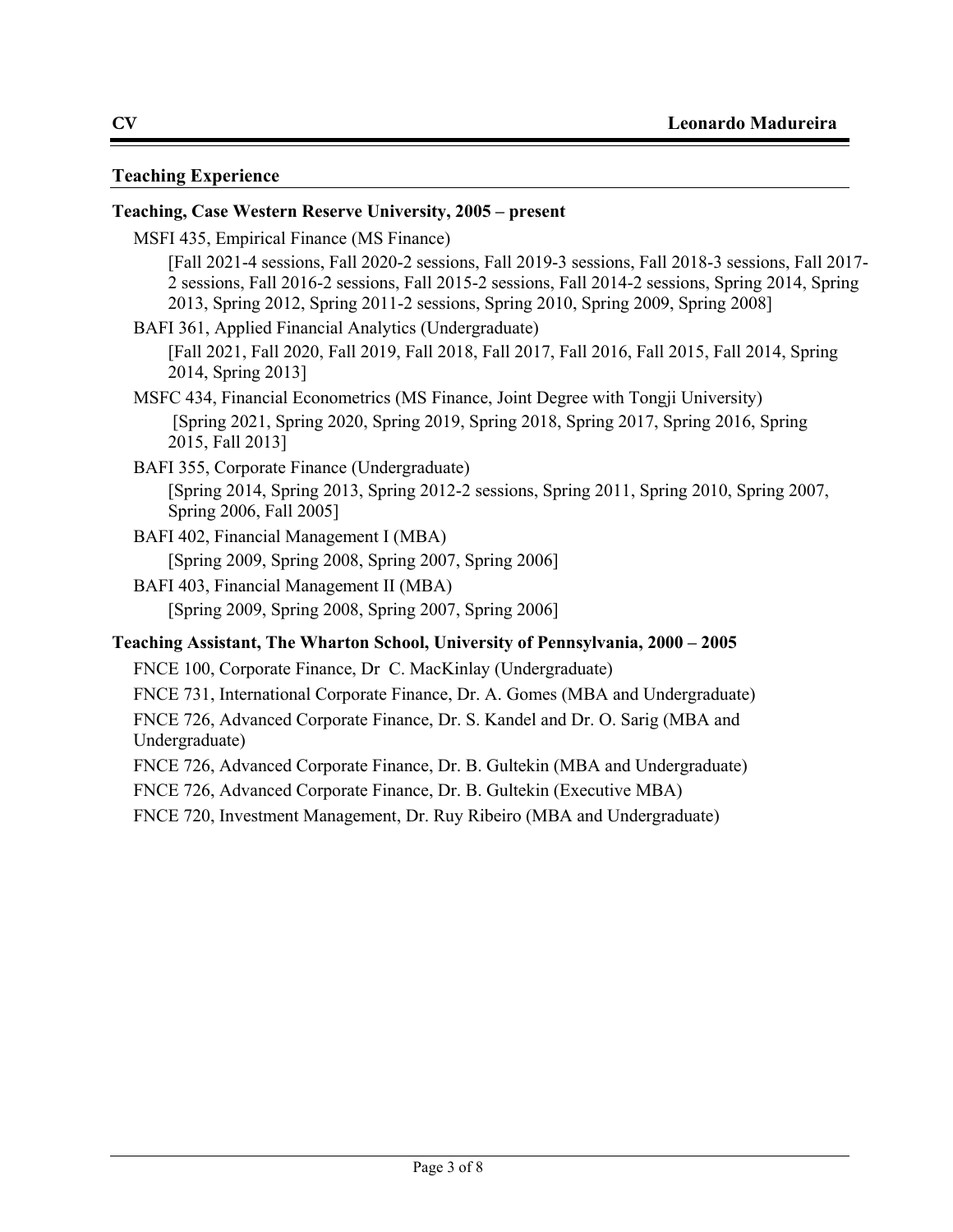## Teaching Experience

**Teaching, Case Western Reserve University, 2005 – present**

MSFI 435, Empirical Finance (MS Finance)

[Fall 2021-4 sessions, Fall 2020-2 sessions, Fall 2019-3 sessions, Fall 2018-3 sessions, Fall 2017-2 sessions, Fall 2016-2 sessions, Fall 2015-2 sessions, Fall 2014-2 sessions, Spring 2014, Spring 2013, Spring 2012, Spring 2011-2 sessions, Spring 2010, Spring 2009, Spring 2008]

BAFI 361, Applied Financial Analytics (Undergraduate)

[Fall 2021, Fall 2020, Fall 2019, Fall 2018, Fall 2017, Fall 2016, Fall 2015, Fall 2014, Spring 2014, Spring 2013]

MSFC 434, Financial Econometrics (MS Finance, Joint Degree with Tongji University)

[Spring 2021, Spring 2020, Spring 2019, Spring 2018, Spring 2017, Spring 2016, Spring 2015, Fall 2013]

BAFI 355, Corporate Finance (Undergraduate)

[Spring 2014, Spring 2013, Spring 2012-2 sessions, Spring 2011, Spring 2010, Spring 2007, Spring 2006, Fall 2005]

BAFI 402, Financial Management I (MBA)

[Spring 2009, Spring 2008, Spring 2007, Spring 2006]

BAFI 403, Financial Management II (MBA)

[Spring 2009, Spring 2008, Spring 2007, Spring 2006]

**Teaching Assistant, The Wharton School, University of Pennsylvania, 2000 – 2005**

FNCE 100, Corporate Finance, Dr C. MacKinlay (Undergraduate)

FNCE 731, International Corporate Finance, Dr. A. Gomes (MBA and Undergraduate)

FNCE 726, Advanced Corporate Finance, Dr. S. Kandel and Dr. O. Sarig (MBA and Undergraduate)

FNCE 726, Advanced Corporate Finance, Dr. B. Gultekin (MBA and Undergraduate)

FNCE 726, Advanced Corporate Finance, Dr. B. Gultekin (Executive MBA)

FNCE 720, Investment Management, Dr. Ruy Ribeiro (MBA and Undergraduate)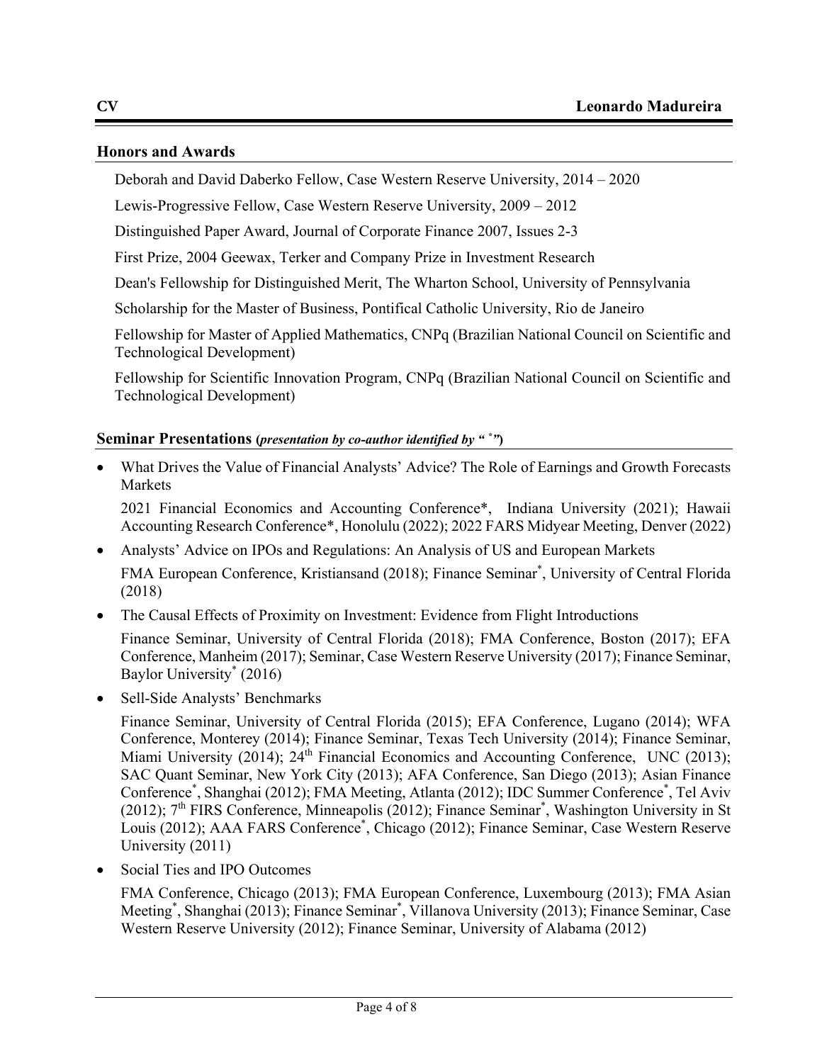## Honors and Awards

Deborah and David Daberko Fellow, Case Western Reserve University, 2014 – 2020

Lewis-Progressive Fellow, Case Western Reserve University, 2009 – 2012

Distinguished Paper Award, Journal of Corporate Finance 2007, Issues 2-3

First Prize, 2004 Geewax, Terker and Company Prize in Investment Research

Dean's Fellowship for Distinguished Merit, The Wharton School, University of Pennsylvania

Scholarship for the Master of Business, Pontifical Catholic University, Rio de Janeiro

Fellowship for Master of Applied Mathematics, CNPq (Brazilian National Council on Scientific and Technological Development)

Fellowship for Scientific Innovation Program, CNPq (Brazilian National Council on Scientific and Technological Development)

## Seminar Presentations (*presentation by co-author identified by " * "*)

- What Drives the Value of Financial Analysts' Advice? The Role of Earnings and Growth Forecasts Markets

  2021 Financial Economics and Accounting Conference*, Indiana University (2021); Hawaii Accounting Research Conference*, Honolulu (2022); 2022 FARS Midyear Meeting, Denver (2022)

- Analysts' Advice on IPOs and Regulations: An Analysis of US and European Markets

  FMA European Conference, Kristiansand (2018); Finance Seminar*, University of Central Florida (2018)

- The Causal Effects of Proximity on Investment: Evidence from Flight Introductions

  Finance Seminar, University of Central Florida (2018); FMA Conference, Boston (2017); EFA Conference, Manheim (2017); Seminar, Case Western Reserve University (2017); Finance Seminar, Baylor University* (2016)

- Sell-Side Analysts' Benchmarks

  Finance Seminar, University of Central Florida (2015); EFA Conference, Lugano (2014); WFA Conference, Monterey (2014); Finance Seminar, Texas Tech University (2014); Finance Seminar, Miami University (2014); 24th Financial Economics and Accounting Conference, UNC (2013); SAC Quant Seminar, New York City (2013); AFA Conference, San Diego (2013); Asian Finance Conference*, Shanghai (2012); FMA Meeting, Atlanta (2012); IDC Summer Conference*, Tel Aviv (2012); 7th FIRS Conference, Minneapolis (2012); Finance Seminar*, Washington University in St Louis (2012); AAA FARS Conference*, Chicago (2012); Finance Seminar, Case Western Reserve University (2011)

- Social Ties and IPO Outcomes

  FMA Conference, Chicago (2013); FMA European Conference, Luxembourg (2013); FMA Asian Meeting*, Shanghai (2013); Finance Seminar*, Villanova University (2013); Finance Seminar, Case Western Reserve University (2012); Finance Seminar, University of Alabama (2012)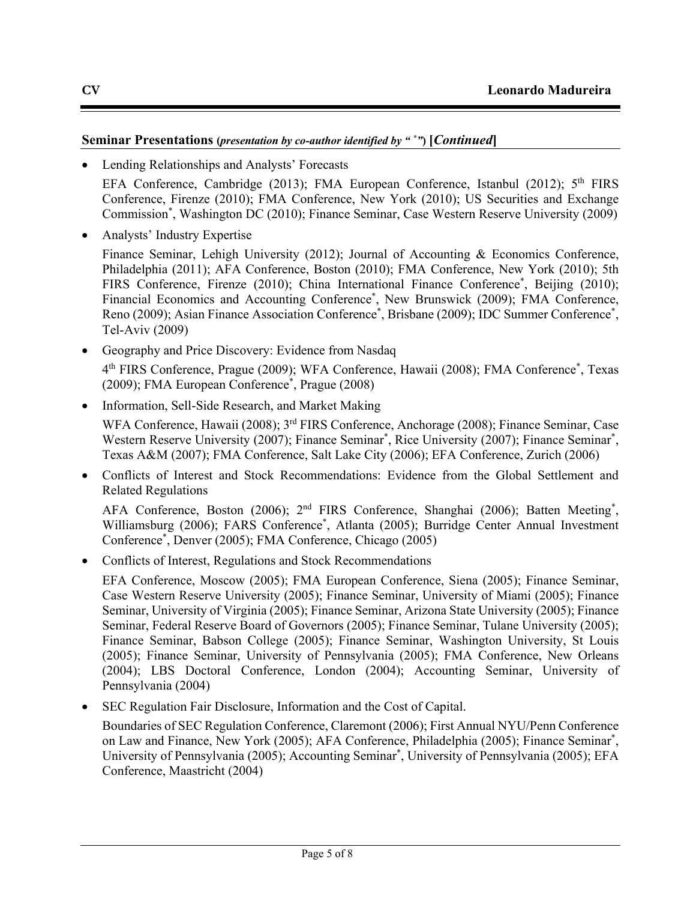### Seminar Presentations (*presentation by co-author identified by " * "*) [*Continued*]

- Lending Relationships and Analysts' Forecasts

  EFA Conference, Cambridge (2013); FMA European Conference, Istanbul (2012); 5th FIRS Conference, Firenze (2010); FMA Conference, New York (2010); US Securities and Exchange Commission*, Washington DC (2010); Finance Seminar, Case Western Reserve University (2009)

- Analysts' Industry Expertise

  Finance Seminar, Lehigh University (2012); Journal of Accounting & Economics Conference, Philadelphia (2011); AFA Conference, Boston (2010); FMA Conference, New York (2010); 5th FIRS Conference, Firenze (2010); China International Finance Conference*, Beijing (2010); Financial Economics and Accounting Conference*, New Brunswick (2009); FMA Conference, Reno (2009); Asian Finance Association Conference*, Brisbane (2009); IDC Summer Conference*, Tel-Aviv (2009)

- Geography and Price Discovery: Evidence from Nasdaq

  4th FIRS Conference, Prague (2009); WFA Conference, Hawaii (2008); FMA Conference*, Texas (2009); FMA European Conference*, Prague (2008)

- Information, Sell-Side Research, and Market Making

  WFA Conference, Hawaii (2008); 3rd FIRS Conference, Anchorage (2008); Finance Seminar, Case Western Reserve University (2007); Finance Seminar*, Rice University (2007); Finance Seminar*, Texas A&M (2007); FMA Conference, Salt Lake City (2006); EFA Conference, Zurich (2006)

- Conflicts of Interest and Stock Recommendations: Evidence from the Global Settlement and Related Regulations

  AFA Conference, Boston (2006); 2nd FIRS Conference, Shanghai (2006); Batten Meeting*, Williamsburg (2006); FARS Conference*, Atlanta (2005); Burridge Center Annual Investment Conference*, Denver (2005); FMA Conference, Chicago (2005)

- Conflicts of Interest, Regulations and Stock Recommendations

  EFA Conference, Moscow (2005); FMA European Conference, Siena (2005); Finance Seminar, Case Western Reserve University (2005); Finance Seminar, University of Miami (2005); Finance Seminar, University of Virginia (2005); Finance Seminar, Arizona State University (2005); Finance Seminar, Federal Reserve Board of Governors (2005); Finance Seminar, Tulane University (2005); Finance Seminar, Babson College (2005); Finance Seminar, Washington University, St Louis (2005); Finance Seminar, University of Pennsylvania (2005); FMA Conference, New Orleans (2004); LBS Doctoral Conference, London (2004); Accounting Seminar, University of Pennsylvania (2004)

- SEC Regulation Fair Disclosure, Information and the Cost of Capital.

  Boundaries of SEC Regulation Conference, Claremont (2006); First Annual NYU/Penn Conference on Law and Finance, New York (2005); AFA Conference, Philadelphia (2005); Finance Seminar*, University of Pennsylvania (2005); Accounting Seminar*, University of Pennsylvania (2005); EFA Conference, Maastricht (2004)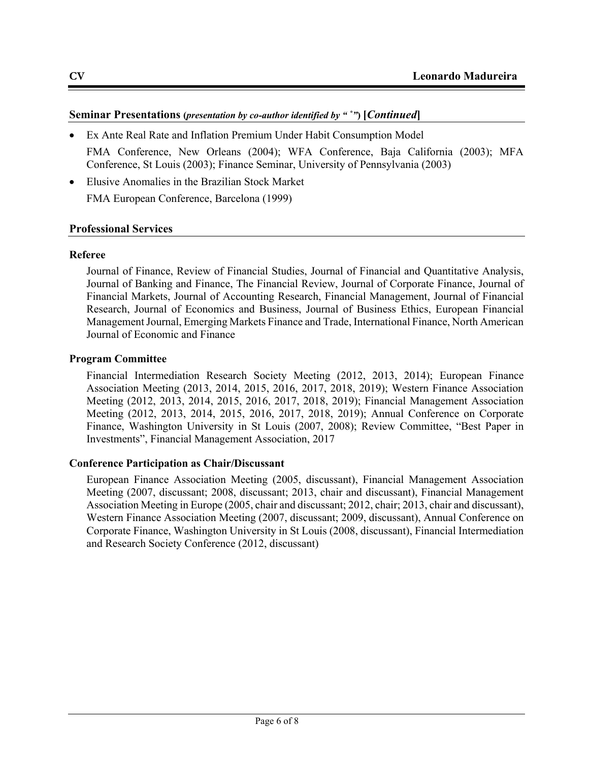## Seminar Presentations (*presentation by co-author identified by " * "*) [*Continued*]

- Ex Ante Real Rate and Inflation Premium Under Habit Consumption Model

  FMA Conference, New Orleans (2004); WFA Conference, Baja California (2003); MFA Conference, St Louis (2003); Finance Seminar, University of Pennsylvania (2003)

- Elusive Anomalies in the Brazilian Stock Market

  FMA European Conference, Barcelona (1999)

## Professional Services

### Referee

Journal of Finance, Review of Financial Studies, Journal of Financial and Quantitative Analysis, Journal of Banking and Finance, The Financial Review, Journal of Corporate Finance, Journal of Financial Markets, Journal of Accounting Research, Financial Management, Journal of Financial Research, Journal of Economics and Business, Journal of Business Ethics, European Financial Management Journal, Emerging Markets Finance and Trade, International Finance, North American Journal of Economic and Finance

### Program Committee

Financial Intermediation Research Society Meeting (2012, 2013, 2014); European Finance Association Meeting (2013, 2014, 2015, 2016, 2017, 2018, 2019); Western Finance Association Meeting (2012, 2013, 2014, 2015, 2016, 2017, 2018, 2019); Financial Management Association Meeting (2012, 2013, 2014, 2015, 2016, 2017, 2018, 2019); Annual Conference on Corporate Finance, Washington University in St Louis (2007, 2008); Review Committee, "Best Paper in Investments", Financial Management Association, 2017

### Conference Participation as Chair/Discussant

European Finance Association Meeting (2005, discussant), Financial Management Association Meeting (2007, discussant; 2008, discussant; 2013, chair and discussant), Financial Management Association Meeting in Europe (2005, chair and discussant; 2012, chair; 2013, chair and discussant), Western Finance Association Meeting (2007, discussant; 2009, discussant), Annual Conference on Corporate Finance, Washington University in St Louis (2008, discussant), Financial Intermediation and Research Society Conference (2012, discussant)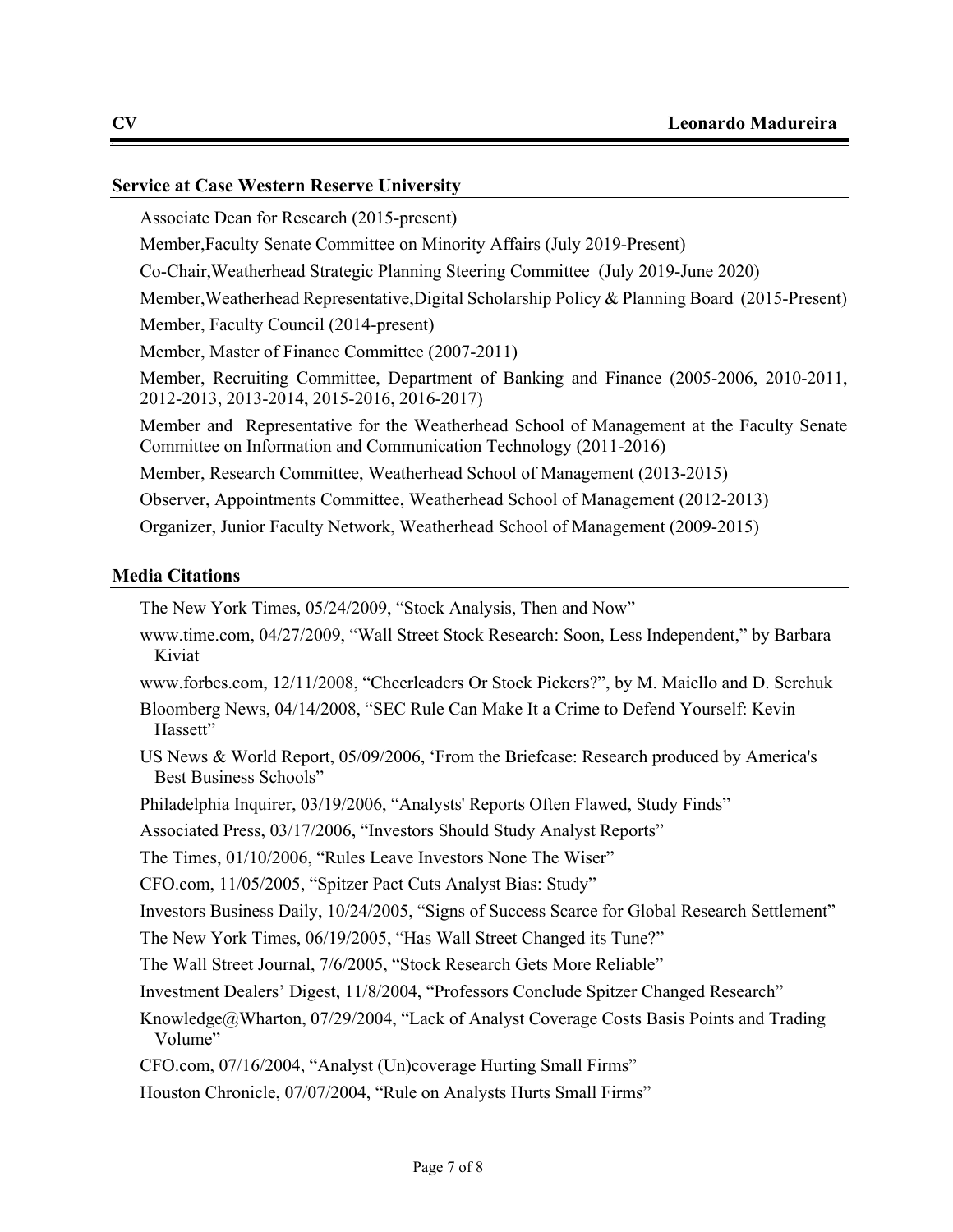## Service at Case Western Reserve University

Associate Dean for Research (2015-present)

Member,Faculty Senate Committee on Minority Affairs (July 2019-Present)

Co-Chair,Weatherhead Strategic Planning Steering Committee (July 2019-June 2020)

Member,Weatherhead Representative,Digital Scholarship Policy & Planning Board (2015-Present)

Member, Faculty Council (2014-present)

Member, Master of Finance Committee (2007-2011)

Member, Recruiting Committee, Department of Banking and Finance (2005-2006, 2010-2011, 2012-2013, 2013-2014, 2015-2016, 2016-2017)

Member and Representative for the Weatherhead School of Management at the Faculty Senate Committee on Information and Communication Technology (2011-2016)

Member, Research Committee, Weatherhead School of Management (2013-2015)

Observer, Appointments Committee, Weatherhead School of Management (2012-2013)

Organizer, Junior Faculty Network, Weatherhead School of Management (2009-2015)

## Media Citations

The New York Times, 05/24/2009, "Stock Analysis, Then and Now"

www.time.com, 04/27/2009, "Wall Street Stock Research: Soon, Less Independent," by Barbara Kiviat

www.forbes.com, 12/11/2008, "Cheerleaders Or Stock Pickers?", by M. Maiello and D. Serchuk

Bloomberg News, 04/14/2008, "SEC Rule Can Make It a Crime to Defend Yourself: Kevin Hassett"

US News & World Report, 05/09/2006, 'From the Briefcase: Research produced by America's Best Business Schools"

Philadelphia Inquirer, 03/19/2006, "Analysts' Reports Often Flawed, Study Finds"

Associated Press, 03/17/2006, "Investors Should Study Analyst Reports"

The Times, 01/10/2006, "Rules Leave Investors None The Wiser"

CFO.com, 11/05/2005, "Spitzer Pact Cuts Analyst Bias: Study"

Investors Business Daily, 10/24/2005, "Signs of Success Scarce for Global Research Settlement"

The New York Times, 06/19/2005, "Has Wall Street Changed its Tune?"

The Wall Street Journal, 7/6/2005, "Stock Research Gets More Reliable"

Investment Dealers' Digest, 11/8/2004, "Professors Conclude Spitzer Changed Research"

Knowledge@Wharton, 07/29/2004, "Lack of Analyst Coverage Costs Basis Points and Trading Volume"

CFO.com, 07/16/2004, "Analyst (Un)coverage Hurting Small Firms"

Houston Chronicle, 07/07/2004, "Rule on Analysts Hurts Small Firms"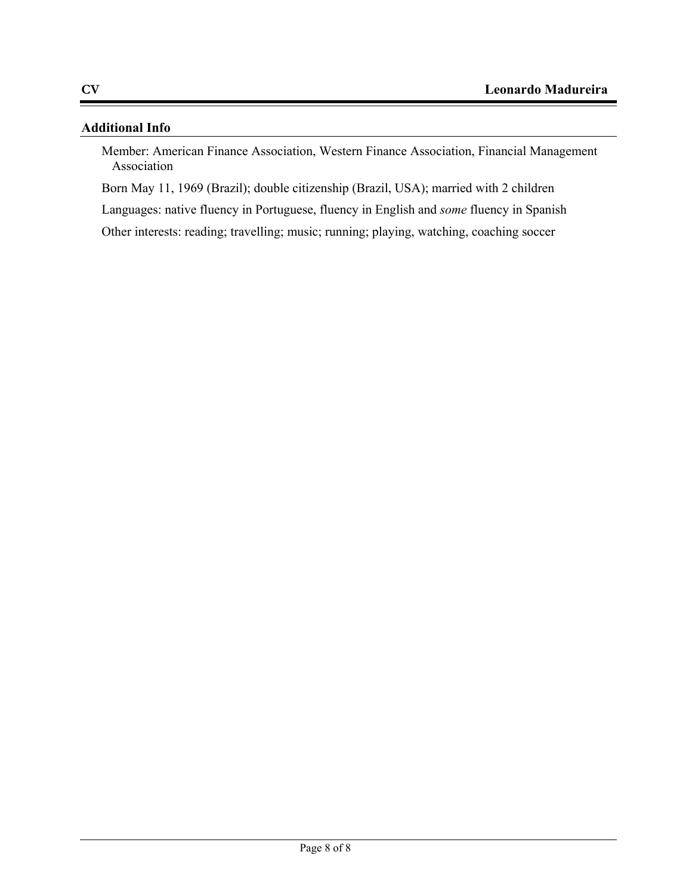## Additional Info

Member: American Finance Association, Western Finance Association, Financial Management Association

Born May 11, 1969 (Brazil); double citizenship (Brazil, USA); married with 2 children

Languages: native fluency in Portuguese, fluency in English and *some* fluency in Spanish

Other interests: reading; travelling; music; running; playing, watching, coaching soccer